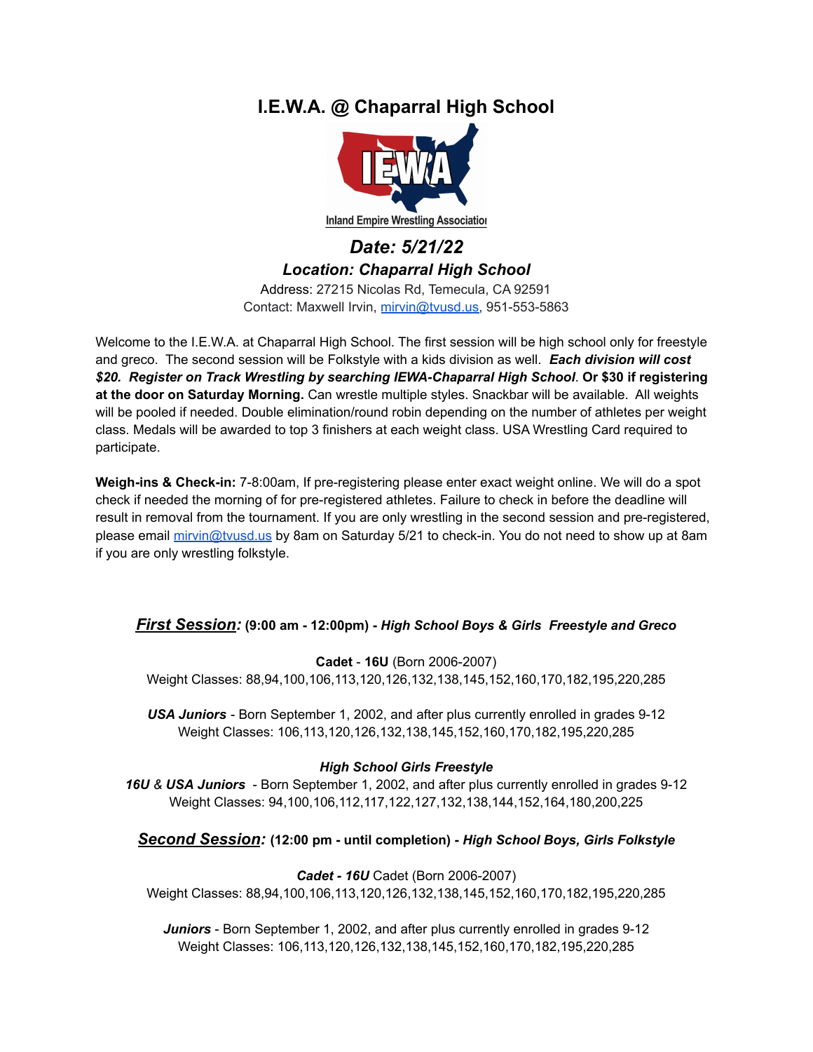# I.E.W.A. @ Chaparral High School

Inland Empire Wrestling Association

## *Date: 5/21/22*

### *Location: Chaparral High School*

Address: 27215 Nicolas Rd, Temecula, CA 92591
Contact: Maxwell Irvin, mirvin@tvusd.us, 951-553-5863

Welcome to the I.E.W.A. at Chaparral High School. The first session will be high school only for freestyle and greco. The second session will be Folkstyle with a kids division as well. ***Each division will cost $20. Register on Track Wrestling by searching IEWA-Chaparral High School*. Or $30 if registering at the door on Saturday Morning.** Can wrestle multiple styles. Snackbar will be available. All weights will be pooled if needed. Double elimination/round robin depending on the number of athletes per weight class. Medals will be awarded to top 3 finishers at each weight class. USA Wrestling Card required to participate.

**Weigh-ins & Check-in:** 7-8:00am, If pre-registering please enter exact weight online. We will do a spot check if needed the morning of for pre-registered athletes. Failure to check in before the deadline will result in removal from the tournament. If you are only wrestling in the second session and pre-registered, please email mirvin@tvusd.us by 8am on Saturday 5/21 to check-in. You do not need to show up at 8am if you are only wrestling folkstyle.

## ***First Session:*** **(9:00 am - 12:00pm) -** ***High School Boys & Girls Freestyle and Greco***

**Cadet** - **16U** (Born 2006-2007)
Weight Classes: 88,94,100,106,113,120,126,132,138,145,152,160,170,182,195,220,285

***USA Juniors*** - Born September 1, 2002, and after plus currently enrolled in grades 9-12
Weight Classes: 106,113,120,126,132,138,145,152,160,170,182,195,220,285

***High School Girls Freestyle***

***16U*** & ***USA Juniors*** - Born September 1, 2002, and after plus currently enrolled in grades 9-12
Weight Classes: 94,100,106,112,117,122,127,132,138,144,152,164,180,200,225

## ***Second Session:*** **(12:00 pm - until completion) -** ***High School Boys, Girls Folkstyle***

***Cadet - 16U*** Cadet (Born 2006-2007)
Weight Classes: 88,94,100,106,113,120,126,132,138,145,152,160,170,182,195,220,285

***Juniors*** - Born September 1, 2002, and after plus currently enrolled in grades 9-12
Weight Classes: 106,113,120,126,132,138,145,152,160,170,182,195,220,285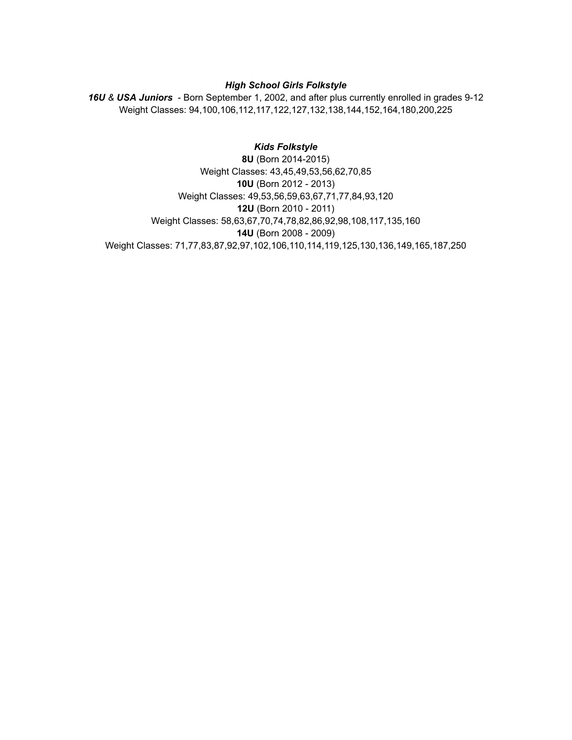***High School Girls Folkstyle***

***16U** & **USA Juniors*** - Born September 1, 2002, and after plus currently enrolled in grades 9-12

Weight Classes: 94,100,106,112,117,122,127,132,138,144,152,164,180,200,225

***Kids Folkstyle***

**8U** (Born 2014-2015)

Weight Classes: 43,45,49,53,56,62,70,85

**10U** (Born 2012 - 2013)

Weight Classes: 49,53,56,59,63,67,71,77,84,93,120

**12U** (Born 2010 - 2011)

Weight Classes: 58,63,67,70,74,78,82,86,92,98,108,117,135,160

**14U** (Born 2008 - 2009)

Weight Classes: 71,77,83,87,92,97,102,106,110,114,119,125,130,136,149,165,187,250